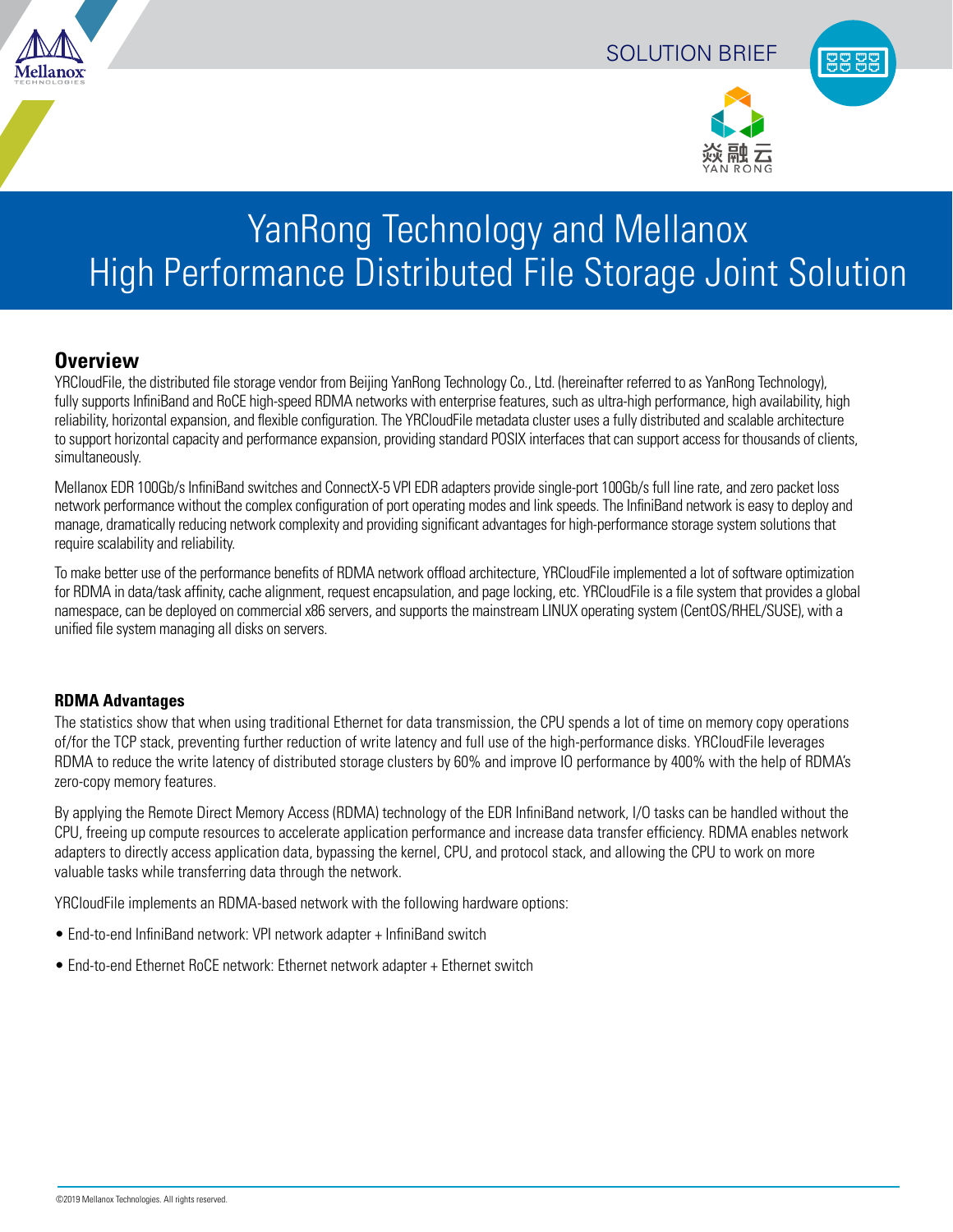SOLUTION BRIEF

# YanRong Technology and Mellanox High Performance Distributed File Storage Joint Solution

## Overview

YRCloudFile, the distributed file storage vendor from Beijing YanRong Technology Co., Ltd. (hereinafter referred to as YanRong Technology), fully supports InfiniBand and RoCE high-speed RDMA networks with enterprise features, such as ultra-high performance, high availability, high reliability, horizontal expansion, and flexible configuration. The YRCloudFile metadata cluster uses a fully distributed and scalable architecture to support horizontal capacity and performance expansion, providing standard POSIX interfaces that can support access for thousands of clients, simultaneously.

Mellanox EDR 100Gb/s InfiniBand switches and ConnectX-5 VPI EDR adapters provide single-port 100Gb/s full line rate, and zero packet loss network performance without the complex configuration of port operating modes and link speeds. The InfiniBand network is easy to deploy and manage, dramatically reducing network complexity and providing significant advantages for high-performance storage system solutions that require scalability and reliability.

To make better use of the performance benefits of RDMA network offload architecture, YRCloudFile implemented a lot of software optimization for RDMA in data/task affinity, cache alignment, request encapsulation, and page locking, etc. YRCloudFile is a file system that provides a global namespace, can be deployed on commercial x86 servers, and supports the mainstream LINUX operating system (CentOS/RHEL/SUSE), with a unified file system managing all disks on servers.

### RDMA Advantages

The statistics show that when using traditional Ethernet for data transmission, the CPU spends a lot of time on memory copy operations of/for the TCP stack, preventing further reduction of write latency and full use of the high-performance disks. YRCloudFile leverages RDMA to reduce the write latency of distributed storage clusters by 60% and improve IO performance by 400% with the help of RDMA's zero-copy memory features.

By applying the Remote Direct Memory Access (RDMA) technology of the EDR InfiniBand network, I/O tasks can be handled without the CPU, freeing up compute resources to accelerate application performance and increase data transfer efficiency. RDMA enables network adapters to directly access application data, bypassing the kernel, CPU, and protocol stack, and allowing the CPU to work on more valuable tasks while transferring data through the network.

YRCloudFile implements an RDMA-based network with the following hardware options:

- End-to-end InfiniBand network: VPI network adapter + InfiniBand switch
- End-to-end Ethernet RoCE network: Ethernet network adapter + Ethernet switch

©2019 Mellanox Technologies. All rights reserved.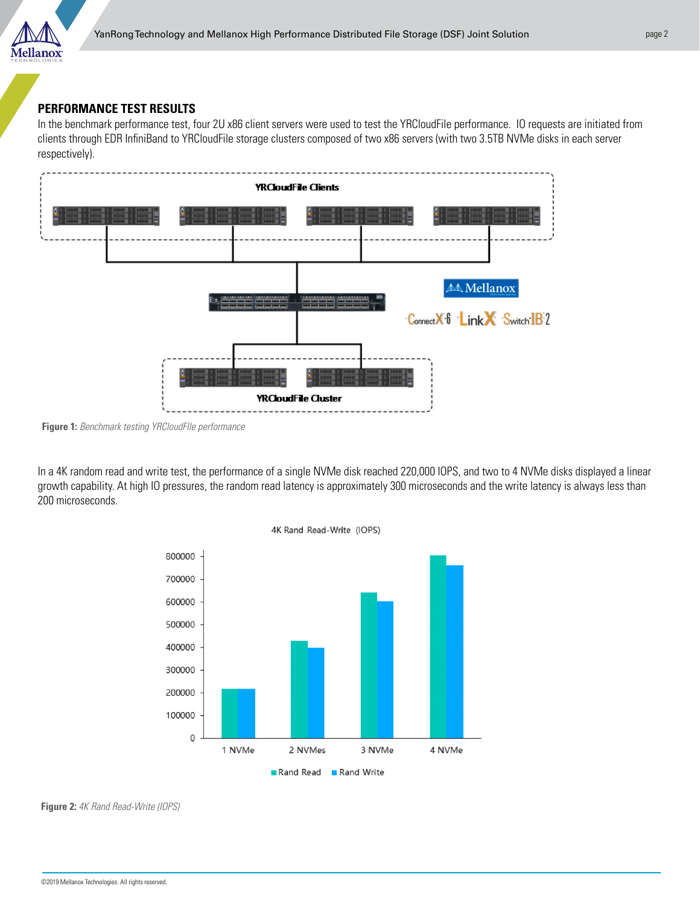## PERFORMANCE TEST RESULTS

In the benchmark performance test, four 2U x86 client servers were used to test the YRCloudFile performance. IO requests are initiated from clients through EDR InfiniBand to YRCloudFile storage clusters composed of two x86 servers (with two 3.5TB NVMe disks in each server respectively).

**Figure 1:** *Benchmark testing YRCloudFIle performance*

In a 4K random read and write test, the performance of a single NVMe disk reached 220,000 IOPS, and two to 4 NVMe disks displayed a linear growth capability. At high IO pressures, the random read latency is approximately 300 microseconds and the write latency is always less than 200 microseconds.

**Figure 2:** *4K Rand Read-Write (IOPS)*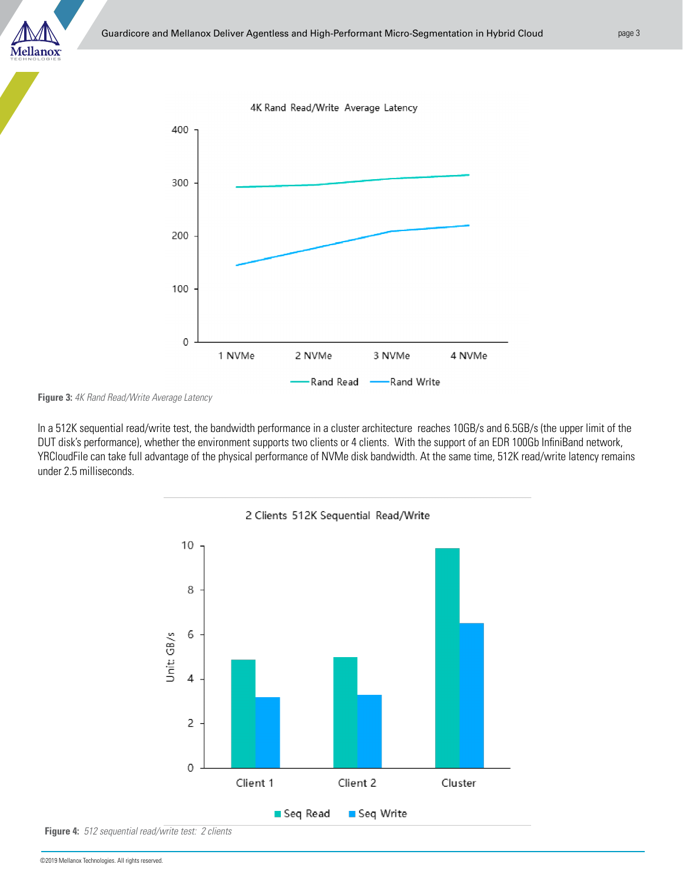**Figure 3:** *4K Rand Read/Write Average Latency*

In a 512K sequential read/write test, the bandwidth performance in a cluster architecture reaches 10GB/s and 6.5GB/s (the upper limit of the DUT disk's performance), whether the environment supports two clients or 4 clients. With the support of an EDR 100Gb InfiniBand network, YRCloudFile can take full advantage of the physical performance of NVMe disk bandwidth. At the same time, 512K read/write latency remains under 2.5 milliseconds.

**Figure 4:** *512 sequential read/write test: 2 clients*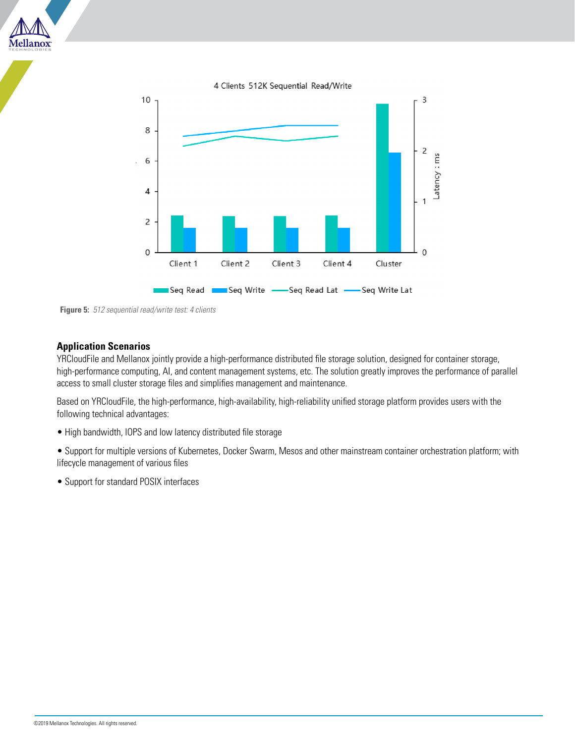**Figure 5:** *512 sequential read/write test: 4 clients*

## Application Scenarios

YRCloudFile and Mellanox jointly provide a high-performance distributed file storage solution, designed for container storage, high-performance computing, AI, and content management systems, etc. The solution greatly improves the performance of parallel access to small cluster storage files and simplifies management and maintenance.

Based on YRCloudFile, the high-performance, high-availability, high-reliability unified storage platform provides users with the following technical advantages:

- High bandwidth, IOPS and low latency distributed file storage
- Support for multiple versions of Kubernetes, Docker Swarm, Mesos and other mainstream container orchestration platform; with lifecycle management of various files
- Support for standard POSIX interfaces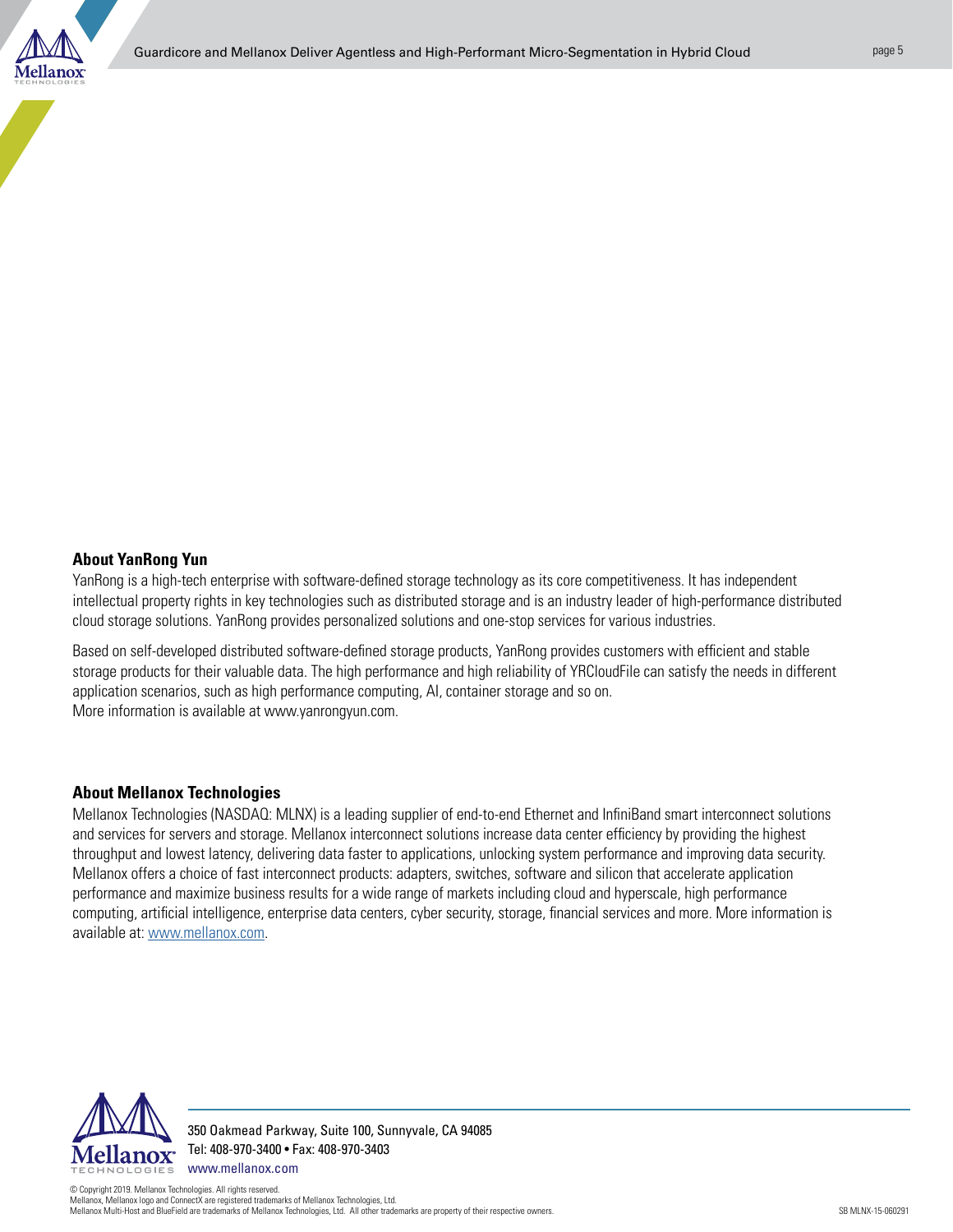## About YanRong Yun

YanRong is a high-tech enterprise with software-defined storage technology as its core competitiveness. It has independent intellectual property rights in key technologies such as distributed storage and is an industry leader of high-performance distributed cloud storage solutions. YanRong provides personalized solutions and one-stop services for various industries.

Based on self-developed distributed software-defined storage products, YanRong provides customers with efficient and stable storage products for their valuable data. The high performance and high reliability of YRCloudFile can satisfy the needs in different application scenarios, such as high performance computing, AI, container storage and so on.
More information is available at www.yanrongyun.com.

## About Mellanox Technologies

Mellanox Technologies (NASDAQ: MLNX) is a leading supplier of end-to-end Ethernet and InfiniBand smart interconnect solutions and services for servers and storage. Mellanox interconnect solutions increase data center efficiency by providing the highest throughput and lowest latency, delivering data faster to applications, unlocking system performance and improving data security. Mellanox offers a choice of fast interconnect products: adapters, switches, software and silicon that accelerate application performance and maximize business results for a wide range of markets including cloud and hyperscale, high performance computing, artificial intelligence, enterprise data centers, cyber security, storage, financial services and more. More information is available at: www.mellanox.com.

350 Oakmead Parkway, Suite 100, Sunnyvale, CA 94085
Tel: 408-970-3400 • Fax: 408-970-3403
www.mellanox.com

© Copyright 2019. Mellanox Technologies. All rights reserved.
Mellanox, Mellanox logo and ConnectX are registered trademarks of Mellanox Technologies, Ltd.
Mellanox Multi-Host and BlueField are trademarks of Mellanox Technologies, Ltd. All other trademarks are property of their respective owners.

SB MLNX-15-060291